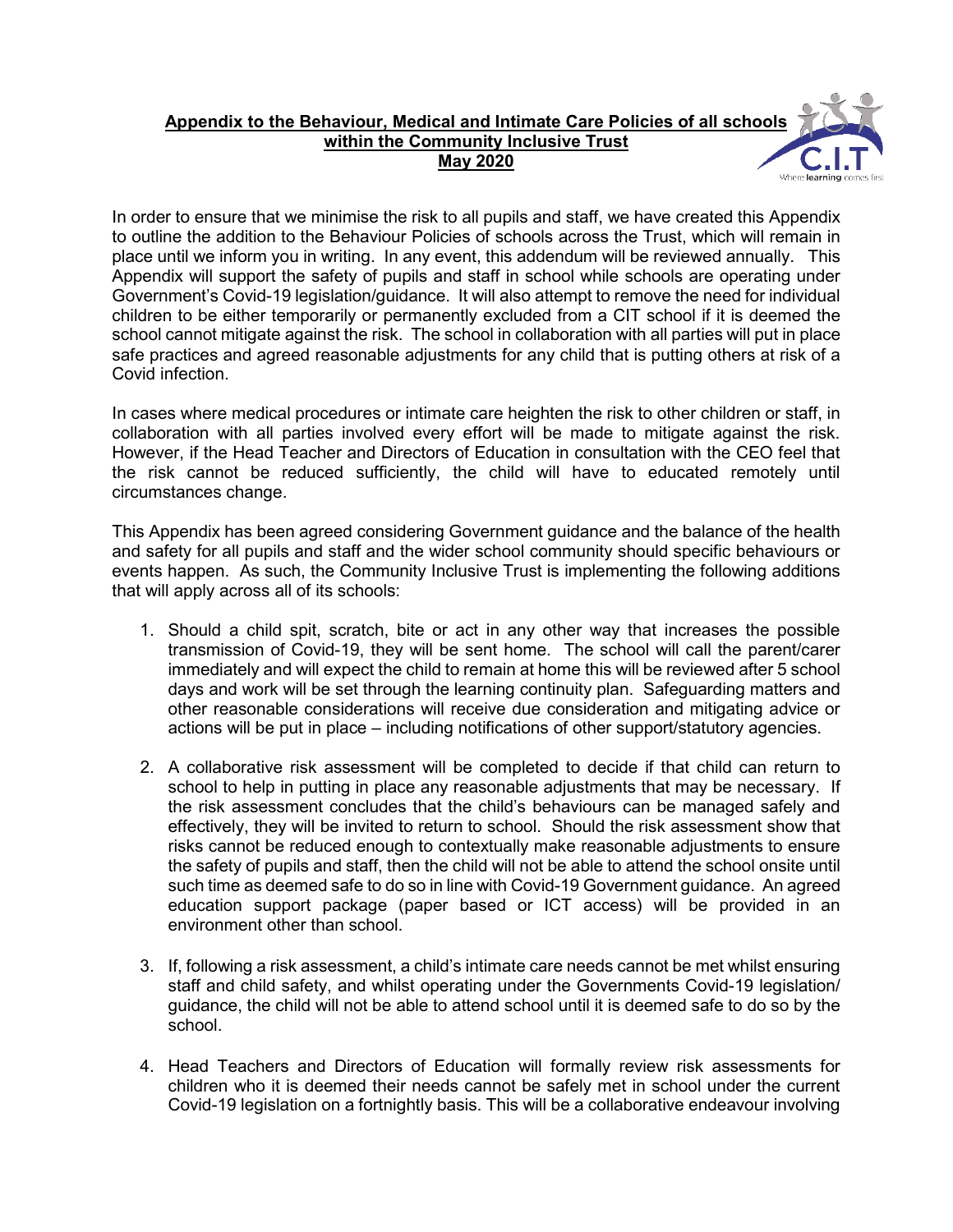# Appendix to the Behaviour, Medical and Intimate Care Policies of all schools within the Community Inclusive Trust

## May 2020

In order to ensure that we minimise the risk to all pupils and staff, we have created this Appendix to outline the addition to the Behaviour Policies of schools across the Trust, which will remain in place until we inform you in writing. In any event, this addendum will be reviewed annually. This Appendix will support the safety of pupils and staff in school while schools are operating under Government's Covid-19 legislation/guidance. It will also attempt to remove the need for individual children to be either temporarily or permanently excluded from a CIT school if it is deemed the school cannot mitigate against the risk. The school in collaboration with all parties will put in place safe practices and agreed reasonable adjustments for any child that is putting others at risk of a Covid infection.

In cases where medical procedures or intimate care heighten the risk to other children or staff, in collaboration with all parties involved every effort will be made to mitigate against the risk. However, if the Head Teacher and Directors of Education in consultation with the CEO feel that the risk cannot be reduced sufficiently, the child will have to educated remotely until circumstances change.

This Appendix has been agreed considering Government guidance and the balance of the health and safety for all pupils and staff and the wider school community should specific behaviours or events happen. As such, the Community Inclusive Trust is implementing the following additions that will apply across all of its schools:

1. Should a child spit, scratch, bite or act in any other way that increases the possible transmission of Covid-19, they will be sent home. The school will call the parent/carer immediately and will expect the child to remain at home this will be reviewed after 5 school days and work will be set through the learning continuity plan. Safeguarding matters and other reasonable considerations will receive due consideration and mitigating advice or actions will be put in place – including notifications of other support/statutory agencies.

2. A collaborative risk assessment will be completed to decide if that child can return to school to help in putting in place any reasonable adjustments that may be necessary. If the risk assessment concludes that the child's behaviours can be managed safely and effectively, they will be invited to return to school. Should the risk assessment show that risks cannot be reduced enough to contextually make reasonable adjustments to ensure the safety of pupils and staff, then the child will not be able to attend the school onsite until such time as deemed safe to do so in line with Covid-19 Government guidance. An agreed education support package (paper based or ICT access) will be provided in an environment other than school.

3. If, following a risk assessment, a child's intimate care needs cannot be met whilst ensuring staff and child safety, and whilst operating under the Governments Covid-19 legislation/ guidance, the child will not be able to attend school until it is deemed safe to do so by the school.

4. Head Teachers and Directors of Education will formally review risk assessments for children who it is deemed their needs cannot be safely met in school under the current Covid-19 legislation on a fortnightly basis. This will be a collaborative endeavour involving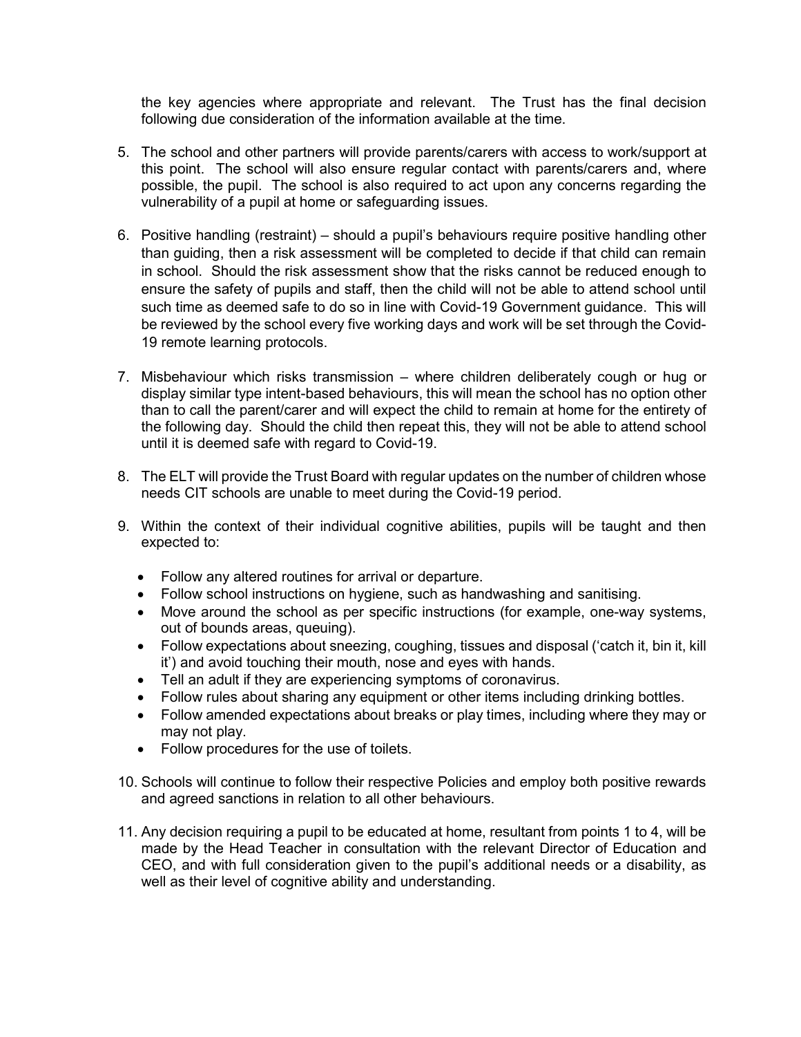the key agencies where appropriate and relevant. The Trust has the final decision following due consideration of the information available at the time.

5. The school and other partners will provide parents/carers with access to work/support at this point. The school will also ensure regular contact with parents/carers and, where possible, the pupil. The school is also required to act upon any concerns regarding the vulnerability of a pupil at home or safeguarding issues.

6. Positive handling (restraint) – should a pupil's behaviours require positive handling other than guiding, then a risk assessment will be completed to decide if that child can remain in school. Should the risk assessment show that the risks cannot be reduced enough to ensure the safety of pupils and staff, then the child will not be able to attend school until such time as deemed safe to do so in line with Covid-19 Government guidance. This will be reviewed by the school every five working days and work will be set through the Covid-19 remote learning protocols.

7. Misbehaviour which risks transmission – where children deliberately cough or hug or display similar type intent-based behaviours, this will mean the school has no option other than to call the parent/carer and will expect the child to remain at home for the entirety of the following day. Should the child then repeat this, they will not be able to attend school until it is deemed safe with regard to Covid-19.

8. The ELT will provide the Trust Board with regular updates on the number of children whose needs CIT schools are unable to meet during the Covid-19 period.

9. Within the context of their individual cognitive abilities, pupils will be taught and then expected to:

   - Follow any altered routines for arrival or departure.
   - Follow school instructions on hygiene, such as handwashing and sanitising.
   - Move around the school as per specific instructions (for example, one-way systems, out of bounds areas, queuing).
   - Follow expectations about sneezing, coughing, tissues and disposal ('catch it, bin it, kill it') and avoid touching their mouth, nose and eyes with hands.
   - Tell an adult if they are experiencing symptoms of coronavirus.
   - Follow rules about sharing any equipment or other items including drinking bottles.
   - Follow amended expectations about breaks or play times, including where they may or may not play.
   - Follow procedures for the use of toilets.

10. Schools will continue to follow their respective Policies and employ both positive rewards and agreed sanctions in relation to all other behaviours.

11. Any decision requiring a pupil to be educated at home, resultant from points 1 to 4, will be made by the Head Teacher in consultation with the relevant Director of Education and CEO, and with full consideration given to the pupil's additional needs or a disability, as well as their level of cognitive ability and understanding.